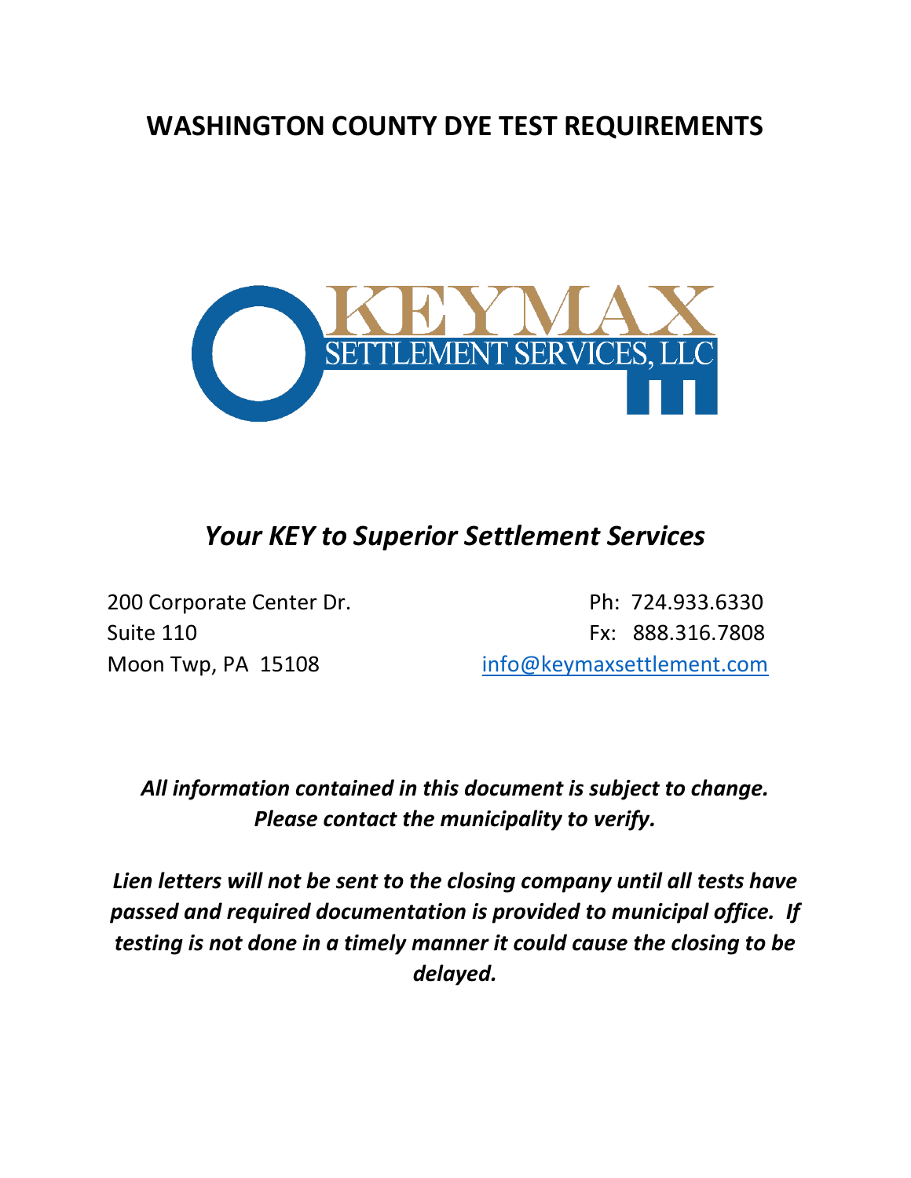# WASHINGTON COUNTY DYE TEST REQUIREMENTS

KEYMAX
SETTLEMENT SERVICES, LLC

## *Your KEY to Superior Settlement Services*

200 Corporate Center Dr.
Suite 110
Moon Twp, PA 15108

Ph: 724.933.6330
Fx: 888.316.7808
info@keymaxsettlement.com

***All information contained in this document is subject to change. Please contact the municipality to verify.***

***Lien letters will not be sent to the closing company until all tests have passed and required documentation is provided to municipal office. If testing is not done in a timely manner it could cause the closing to be delayed.***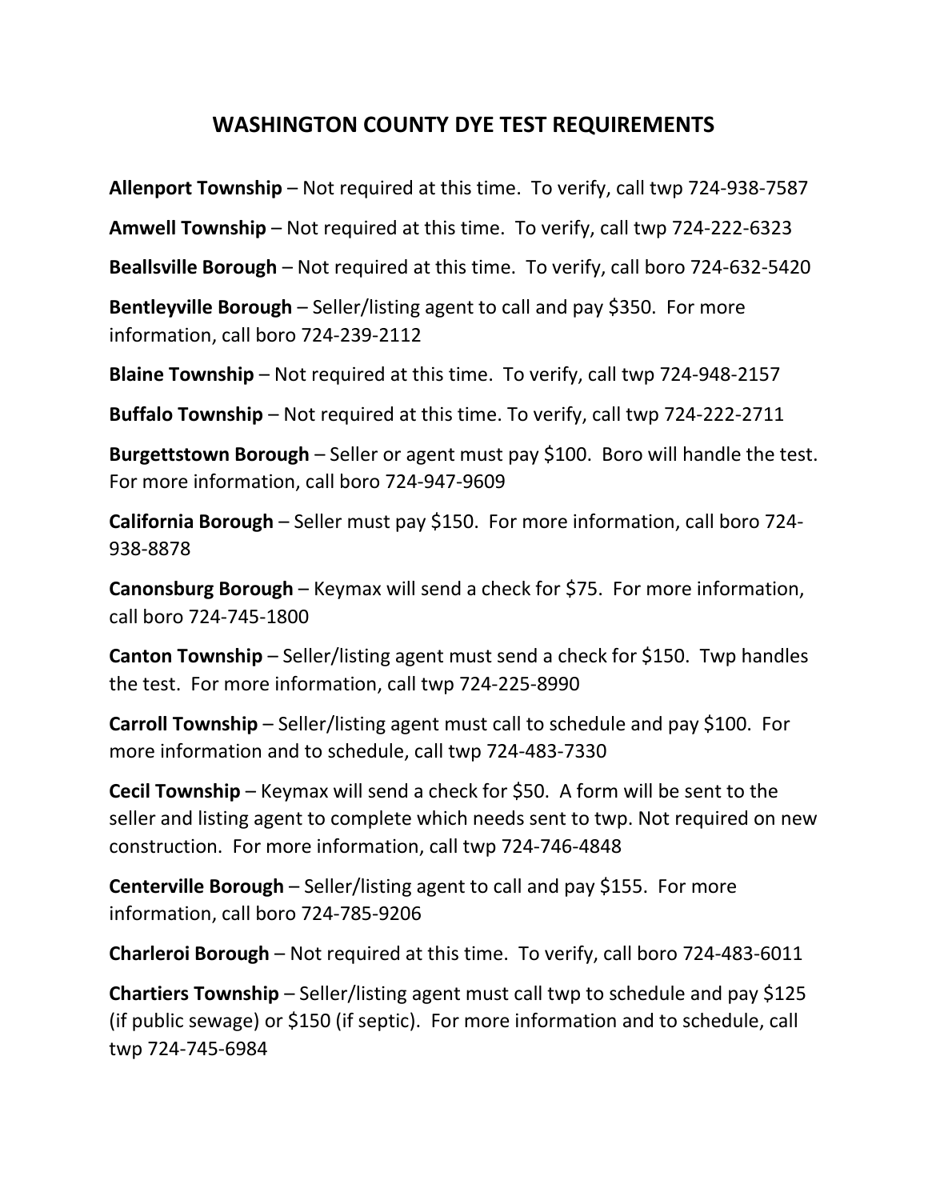# WASHINGTON COUNTY DYE TEST REQUIREMENTS

**Allenport Township** – Not required at this time. To verify, call twp 724-938-7587

**Amwell Township** – Not required at this time. To verify, call twp 724-222-6323

**Beallsville Borough** – Not required at this time. To verify, call boro 724-632-5420

**Bentleyville Borough** – Seller/listing agent to call and pay $350. For more information, call boro 724-239-2112

**Blaine Township** – Not required at this time. To verify, call twp 724-948-2157

**Buffalo Township** – Not required at this time. To verify, call twp 724-222-2711

**Burgettstown Borough** – Seller or agent must pay $100. Boro will handle the test. For more information, call boro 724-947-9609

**California Borough** – Seller must pay $150. For more information, call boro 724-938-8878

**Canonsburg Borough** – Keymax will send a check for $75. For more information, call boro 724-745-1800

**Canton Township** – Seller/listing agent must send a check for $150. Twp handles the test. For more information, call twp 724-225-8990

**Carroll Township** – Seller/listing agent must call to schedule and pay $100. For more information and to schedule, call twp 724-483-7330

**Cecil Township** – Keymax will send a check for $50. A form will be sent to the seller and listing agent to complete which needs sent to twp. Not required on new construction. For more information, call twp 724-746-4848

**Centerville Borough** – Seller/listing agent to call and pay $155. For more information, call boro 724-785-9206

**Charleroi Borough** – Not required at this time. To verify, call boro 724-483-6011

**Chartiers Township** – Seller/listing agent must call twp to schedule and pay $125 (if public sewage) or $150 (if septic). For more information and to schedule, call twp 724-745-6984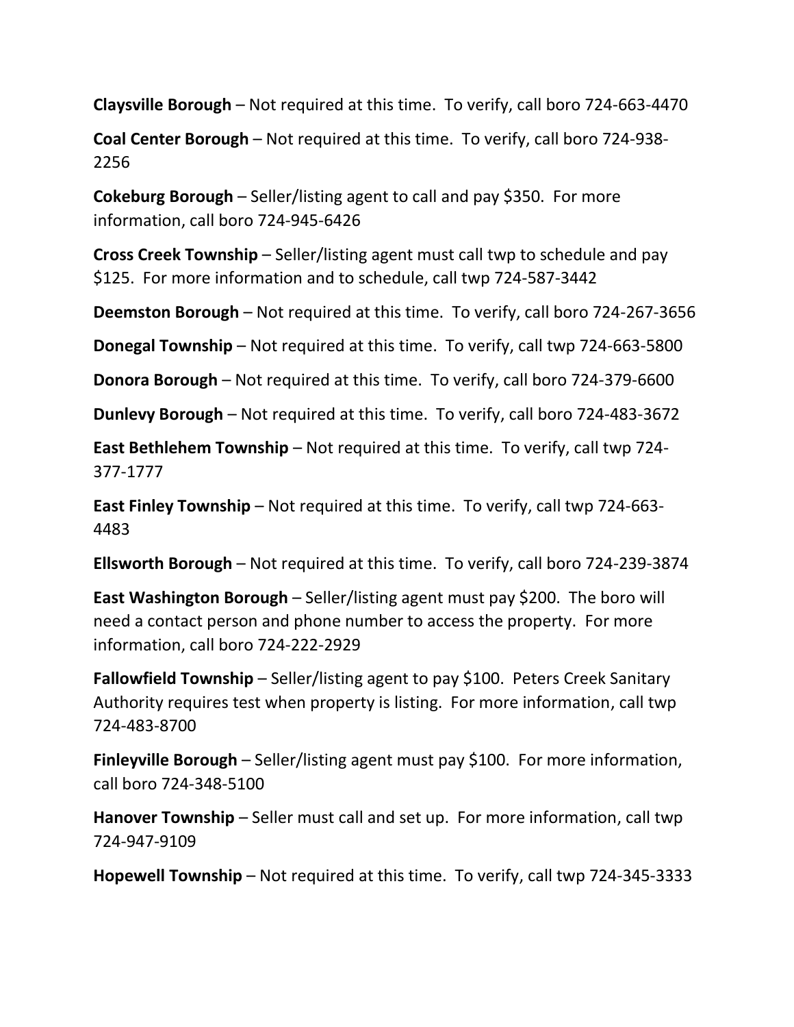**Claysville Borough** – Not required at this time. To verify, call boro 724-663-4470

**Coal Center Borough** – Not required at this time. To verify, call boro 724-938-2256

**Cokeburg Borough** – Seller/listing agent to call and pay $350. For more information, call boro 724-945-6426

**Cross Creek Township** – Seller/listing agent must call twp to schedule and pay $125. For more information and to schedule, call twp 724-587-3442

**Deemston Borough** – Not required at this time. To verify, call boro 724-267-3656

**Donegal Township** – Not required at this time. To verify, call twp 724-663-5800

**Donora Borough** – Not required at this time. To verify, call boro 724-379-6600

**Dunlevy Borough** – Not required at this time. To verify, call boro 724-483-3672

**East Bethlehem Township** – Not required at this time. To verify, call twp 724-377-1777

**East Finley Township** – Not required at this time. To verify, call twp 724-663-4483

**Ellsworth Borough** – Not required at this time. To verify, call boro 724-239-3874

**East Washington Borough** – Seller/listing agent must pay $200. The boro will need a contact person and phone number to access the property. For more information, call boro 724-222-2929

**Fallowfield Township** – Seller/listing agent to pay $100. Peters Creek Sanitary Authority requires test when property is listing. For more information, call twp 724-483-8700

**Finleyville Borough** – Seller/listing agent must pay $100. For more information, call boro 724-348-5100

**Hanover Township** – Seller must call and set up. For more information, call twp 724-947-9109

**Hopewell Township** – Not required at this time. To verify, call twp 724-345-3333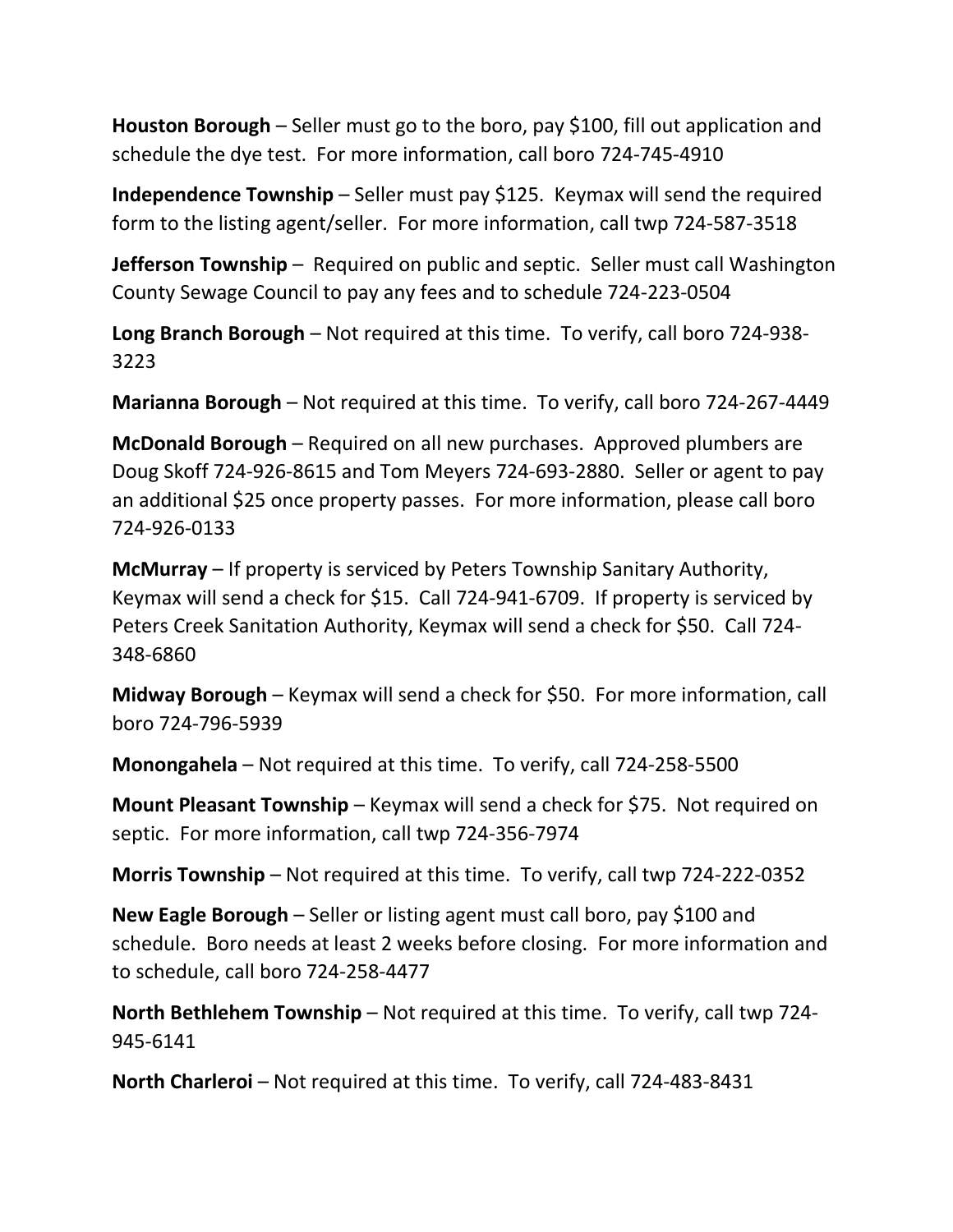**Houston Borough** – Seller must go to the boro, pay $100, fill out application and schedule the dye test. For more information, call boro 724-745-4910

**Independence Township** – Seller must pay $125. Keymax will send the required form to the listing agent/seller. For more information, call twp 724-587-3518

**Jefferson Township** – Required on public and septic. Seller must call Washington County Sewage Council to pay any fees and to schedule 724-223-0504

**Long Branch Borough** – Not required at this time. To verify, call boro 724-938-3223

**Marianna Borough** – Not required at this time. To verify, call boro 724-267-4449

**McDonald Borough** – Required on all new purchases. Approved plumbers are Doug Skoff 724-926-8615 and Tom Meyers 724-693-2880. Seller or agent to pay an additional $25 once property passes. For more information, please call boro 724-926-0133

**McMurray** – If property is serviced by Peters Township Sanitary Authority, Keymax will send a check for $15. Call 724-941-6709. If property is serviced by Peters Creek Sanitation Authority, Keymax will send a check for $50. Call 724-348-6860

**Midway Borough** – Keymax will send a check for $50. For more information, call boro 724-796-5939

**Monongahela** – Not required at this time. To verify, call 724-258-5500

**Mount Pleasant Township** – Keymax will send a check for $75. Not required on septic. For more information, call twp 724-356-7974

**Morris Township** – Not required at this time. To verify, call twp 724-222-0352

**New Eagle Borough** – Seller or listing agent must call boro, pay $100 and schedule. Boro needs at least 2 weeks before closing. For more information and to schedule, call boro 724-258-4477

**North Bethlehem Township** – Not required at this time. To verify, call twp 724-945-6141

**North Charleroi** – Not required at this time. To verify, call 724-483-8431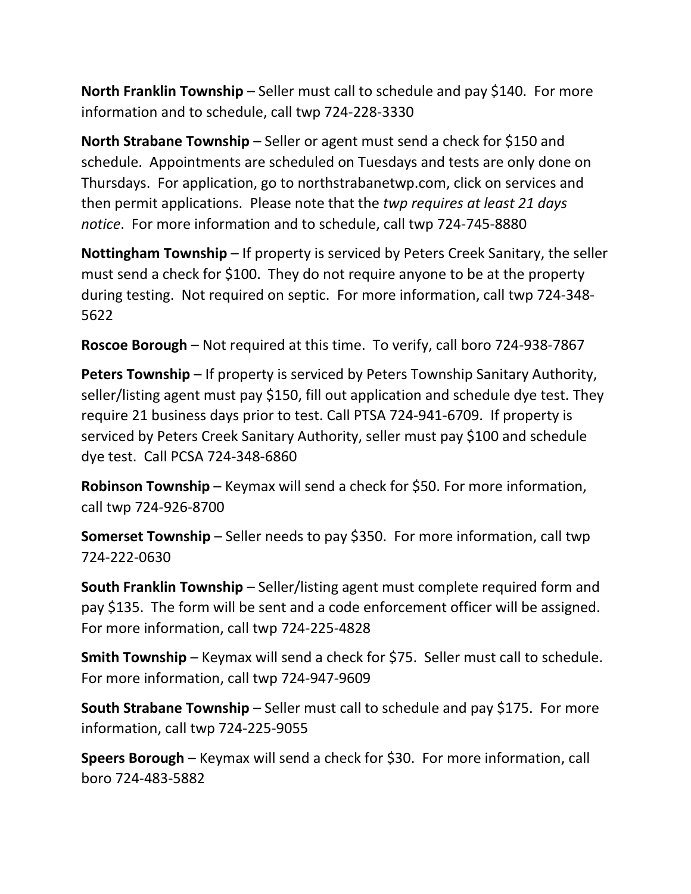**North Franklin Township** – Seller must call to schedule and pay $140. For more information and to schedule, call twp 724-228-3330

**North Strabane Township** – Seller or agent must send a check for $150 and schedule. Appointments are scheduled on Tuesdays and tests are only done on Thursdays. For application, go to northstrabanetwp.com, click on services and then permit applications. Please note that the *twp requires at least 21 days notice*. For more information and to schedule, call twp 724-745-8880

**Nottingham Township** – If property is serviced by Peters Creek Sanitary, the seller must send a check for $100. They do not require anyone to be at the property during testing. Not required on septic. For more information, call twp 724-348-5622

**Roscoe Borough** – Not required at this time. To verify, call boro 724-938-7867

**Peters Township** – If property is serviced by Peters Township Sanitary Authority, seller/listing agent must pay $150, fill out application and schedule dye test. They require 21 business days prior to test. Call PTSA 724-941-6709. If property is serviced by Peters Creek Sanitary Authority, seller must pay $100 and schedule dye test. Call PCSA 724-348-6860

**Robinson Township** – Keymax will send a check for $50. For more information, call twp 724-926-8700

**Somerset Township** – Seller needs to pay $350. For more information, call twp 724-222-0630

**South Franklin Township** – Seller/listing agent must complete required form and pay $135. The form will be sent and a code enforcement officer will be assigned. For more information, call twp 724-225-4828

**Smith Township** – Keymax will send a check for $75. Seller must call to schedule. For more information, call twp 724-947-9609

**South Strabane Township** – Seller must call to schedule and pay $175. For more information, call twp 724-225-9055

**Speers Borough** – Keymax will send a check for $30. For more information, call boro 724-483-5882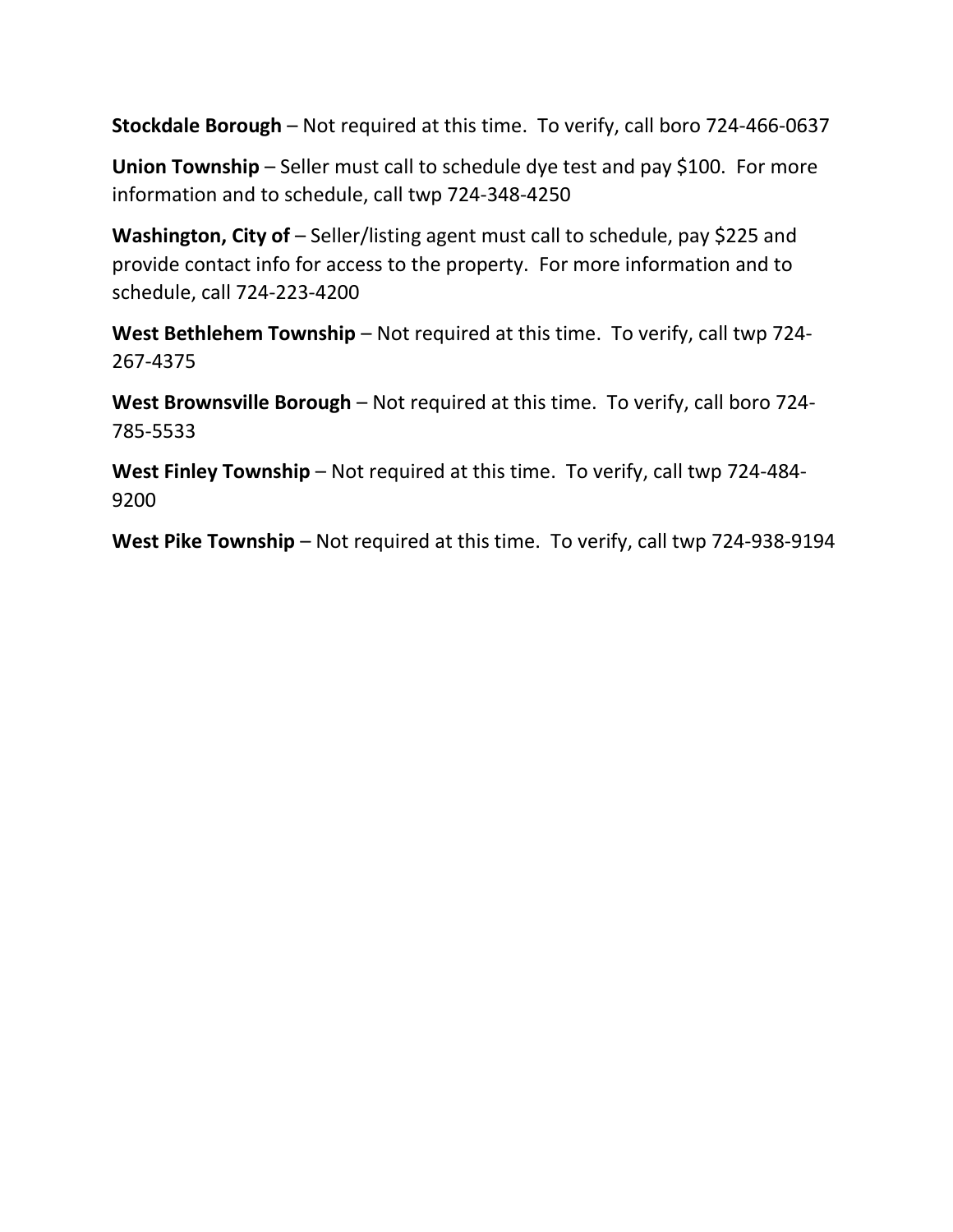**Stockdale Borough** – Not required at this time. To verify, call boro 724-466-0637

**Union Township** – Seller must call to schedule dye test and pay $100. For more information and to schedule, call twp 724-348-4250

**Washington, City of** – Seller/listing agent must call to schedule, pay $225 and provide contact info for access to the property. For more information and to schedule, call 724-223-4200

**West Bethlehem Township** – Not required at this time. To verify, call twp 724-267-4375

**West Brownsville Borough** – Not required at this time. To verify, call boro 724-785-5533

**West Finley Township** – Not required at this time. To verify, call twp 724-484-9200

**West Pike Township** – Not required at this time. To verify, call twp 724-938-9194